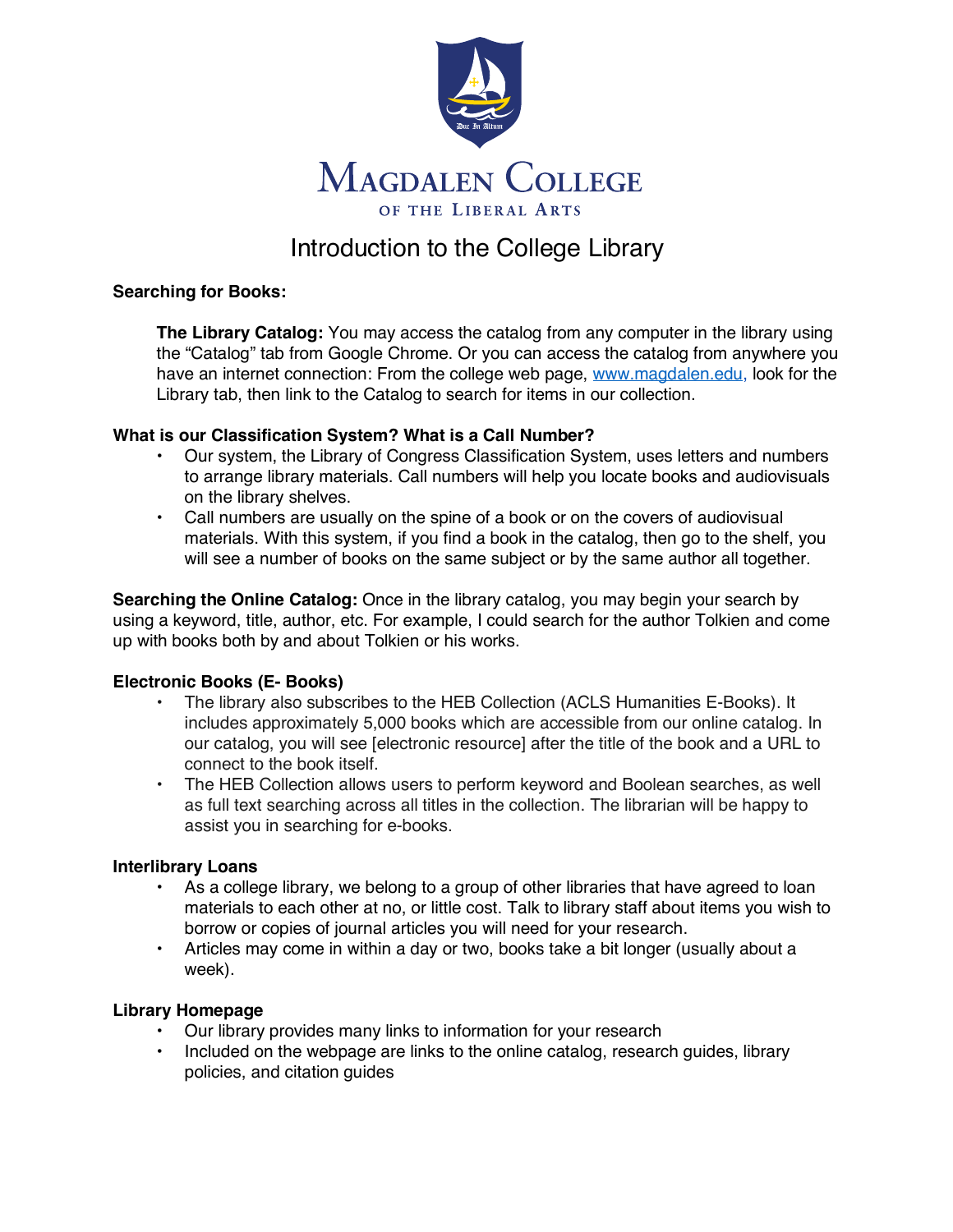# Magdalen College

of the Liberal Arts

## Introduction to the College Library

**Searching for Books:**

**The Library Catalog:** You may access the catalog from any computer in the library using the "Catalog" tab from Google Chrome. Or you can access the catalog from anywhere you have an internet connection: From the college web page, [www.magdalen.edu,](http://www.magdalen.edu) look for the Library tab, then link to the Catalog to search for items in our collection.

**What is our Classification System? What is a Call Number?**

- Our system, the Library of Congress Classification System, uses letters and numbers to arrange library materials. Call numbers will help you locate books and audiovisuals on the library shelves.
- Call numbers are usually on the spine of a book or on the covers of audiovisual materials. With this system, if you find a book in the catalog, then go to the shelf, you will see a number of books on the same subject or by the same author all together.

**Searching the Online Catalog:** Once in the library catalog, you may begin your search by using a keyword, title, author, etc. For example, I could search for the author Tolkien and come up with books both by and about Tolkien or his works.

**Electronic Books (E- Books)**

- The library also subscribes to the HEB Collection (ACLS Humanities E-Books). It includes approximately 5,000 books which are accessible from our online catalog. In our catalog, you will see [electronic resource] after the title of the book and a URL to connect to the book itself.
- The HEB Collection allows users to perform keyword and Boolean searches, as well as full text searching across all titles in the collection. The librarian will be happy to assist you in searching for e-books.

**Interlibrary Loans**

- As a college library, we belong to a group of other libraries that have agreed to loan materials to each other at no, or little cost. Talk to library staff about items you wish to borrow or copies of journal articles you will need for your research.
- Articles may come in within a day or two, books take a bit longer (usually about a week).

**Library Homepage**

- Our library provides many links to information for your research
- Included on the webpage are links to the online catalog, research guides, library policies, and citation guides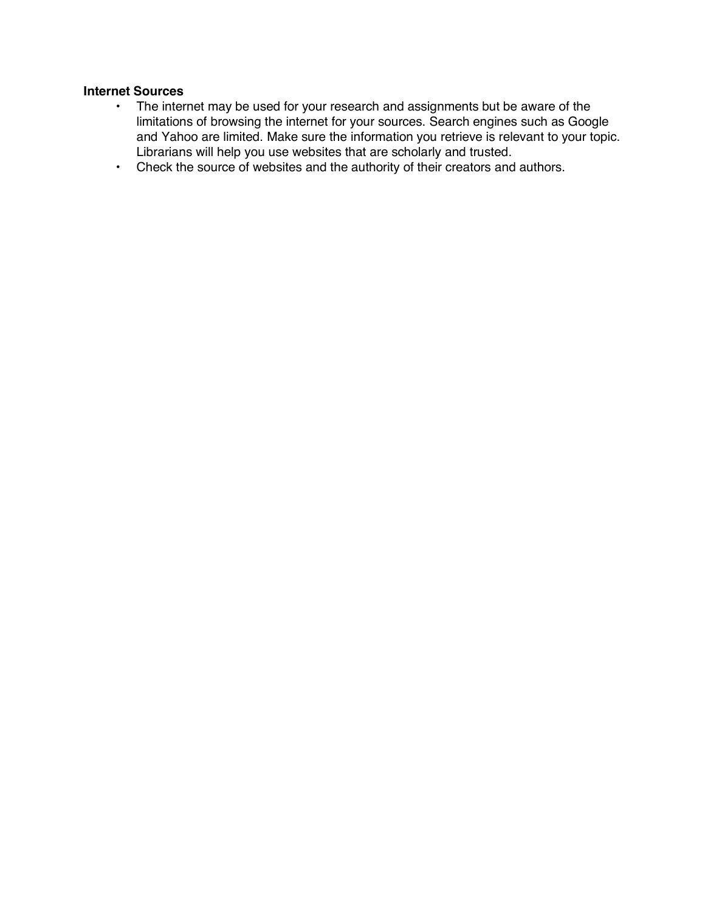**Internet Sources**

- The internet may be used for your research and assignments but be aware of the limitations of browsing the internet for your sources. Search engines such as Google and Yahoo are limited. Make sure the information you retrieve is relevant to your topic. Librarians will help you use websites that are scholarly and trusted.
- Check the source of websites and the authority of their creators and authors.